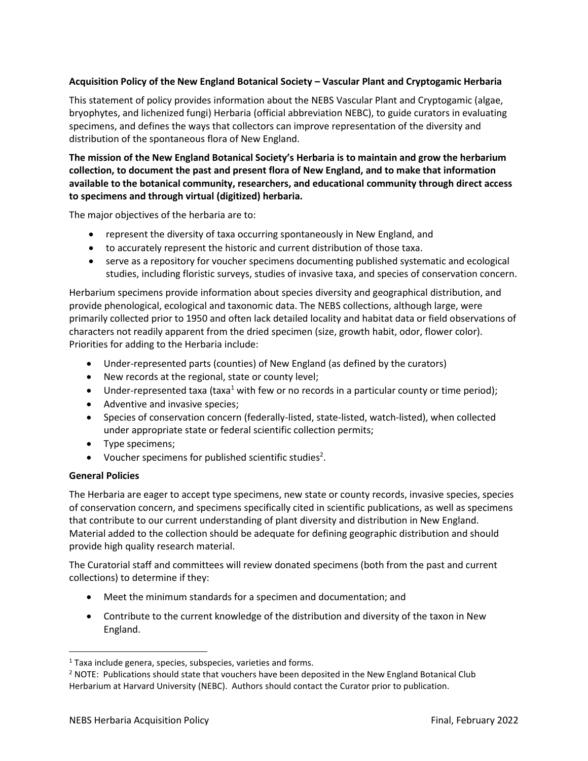**Acquisition Policy of the New England Botanical Society – Vascular Plant and Cryptogamic Herbaria**

This statement of policy provides information about the NEBS Vascular Plant and Cryptogamic (algae, bryophytes, and lichenized fungi) Herbaria (official abbreviation NEBC), to guide curators in evaluating specimens, and defines the ways that collectors can improve representation of the diversity and distribution of the spontaneous flora of New England.

**The mission of the New England Botanical Society's Herbaria is to maintain and grow the herbarium collection, to document the past and present flora of New England, and to make that information available to the botanical community, researchers, and educational community through direct access to specimens and through virtual (digitized) herbaria.**

The major objectives of the herbaria are to:

- represent the diversity of taxa occurring spontaneously in New England, and
- to accurately represent the historic and current distribution of those taxa.
- serve as a repository for voucher specimens documenting published systematic and ecological studies, including floristic surveys, studies of invasive taxa, and species of conservation concern.

Herbarium specimens provide information about species diversity and geographical distribution, and provide phenological, ecological and taxonomic data. The NEBS collections, although large, were primarily collected prior to 1950 and often lack detailed locality and habitat data or field observations of characters not readily apparent from the dried specimen (size, growth habit, odor, flower color). Priorities for adding to the Herbaria include:

- Under-represented parts (counties) of New England (as defined by the curators)
- New records at the regional, state or county level;
- Under-represented taxa (taxa[1] with few or no records in a particular county or time period);
- Adventive and invasive species;
- Species of conservation concern (federally-listed, state-listed, watch-listed), when collected under appropriate state or federal scientific collection permits;
- Type specimens;
- Voucher specimens for published scientific studies[2].

**General Policies**

The Herbaria are eager to accept type specimens, new state or county records, invasive species, species of conservation concern, and specimens specifically cited in scientific publications, as well as specimens that contribute to our current understanding of plant diversity and distribution in New England. Material added to the collection should be adequate for defining geographic distribution and should provide high quality research material.

The Curatorial staff and committees will review donated specimens (both from the past and current collections) to determine if they:

- Meet the minimum standards for a specimen and documentation; and
- Contribute to the current knowledge of the distribution and diversity of the taxon in New England.

[1] Taxa include genera, species, subspecies, varieties and forms.

[2] NOTE: Publications should state that vouchers have been deposited in the New England Botanical Club Herbarium at Harvard University (NEBC). Authors should contact the Curator prior to publication.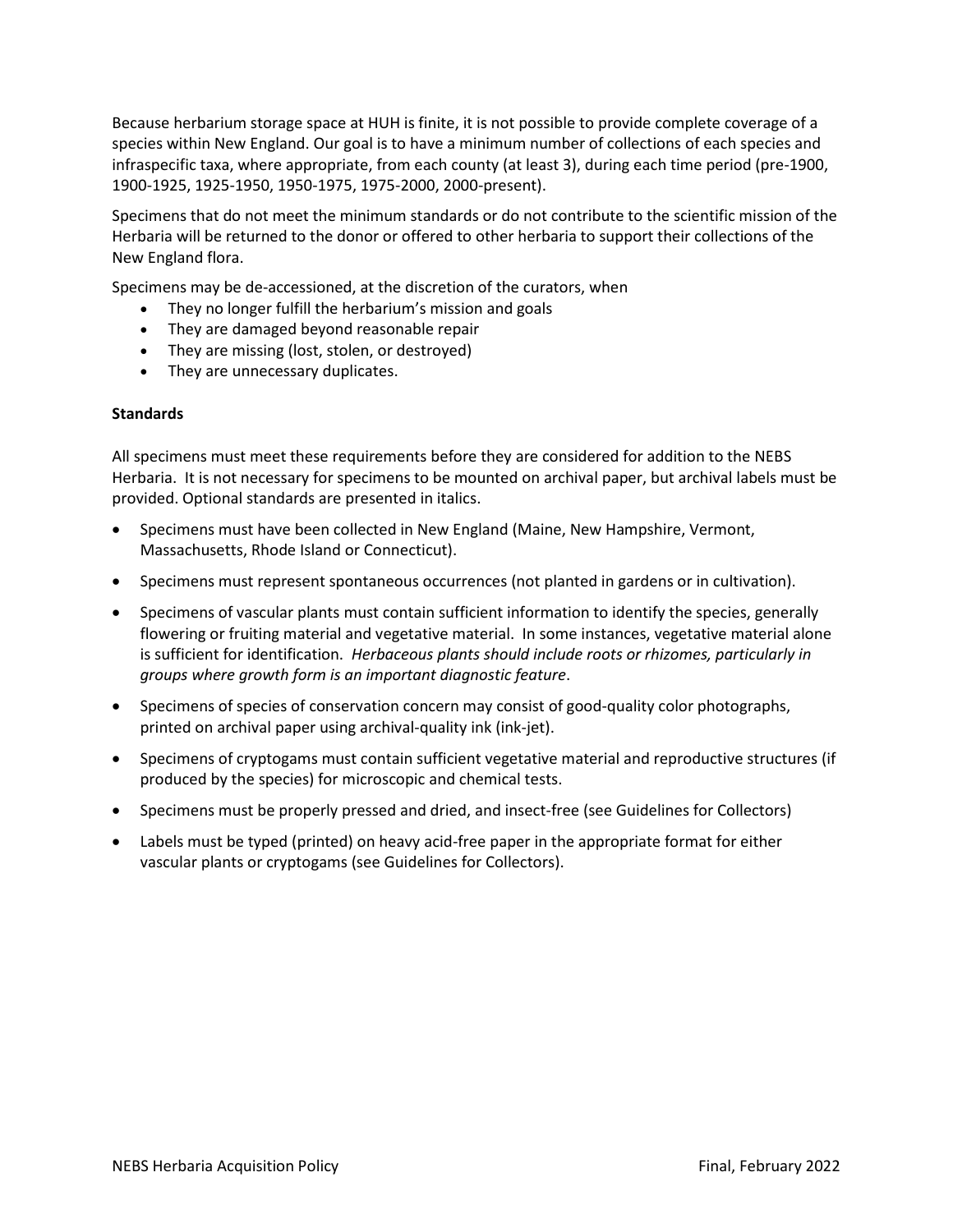Because herbarium storage space at HUH is finite, it is not possible to provide complete coverage of a species within New England. Our goal is to have a minimum number of collections of each species and infraspecific taxa, where appropriate, from each county (at least 3), during each time period (pre-1900, 1900-1925, 1925-1950, 1950-1975, 1975-2000, 2000-present).

Specimens that do not meet the minimum standards or do not contribute to the scientific mission of the Herbaria will be returned to the donor or offered to other herbaria to support their collections of the New England flora.

Specimens may be de-accessioned, at the discretion of the curators, when

- They no longer fulfill the herbarium's mission and goals
- They are damaged beyond reasonable repair
- They are missing (lost, stolen, or destroyed)
- They are unnecessary duplicates.

**Standards**

All specimens must meet these requirements before they are considered for addition to the NEBS Herbaria. It is not necessary for specimens to be mounted on archival paper, but archival labels must be provided. Optional standards are presented in italics.

- Specimens must have been collected in New England (Maine, New Hampshire, Vermont, Massachusetts, Rhode Island or Connecticut).
- Specimens must represent spontaneous occurrences (not planted in gardens or in cultivation).
- Specimens of vascular plants must contain sufficient information to identify the species, generally flowering or fruiting material and vegetative material. In some instances, vegetative material alone is sufficient for identification. *Herbaceous plants should include roots or rhizomes, particularly in groups where growth form is an important diagnostic feature*.
- Specimens of species of conservation concern may consist of good-quality color photographs, printed on archival paper using archival-quality ink (ink-jet).
- Specimens of cryptogams must contain sufficient vegetative material and reproductive structures (if produced by the species) for microscopic and chemical tests.
- Specimens must be properly pressed and dried, and insect-free (see Guidelines for Collectors)
- Labels must be typed (printed) on heavy acid-free paper in the appropriate format for either vascular plants or cryptogams (see Guidelines for Collectors).